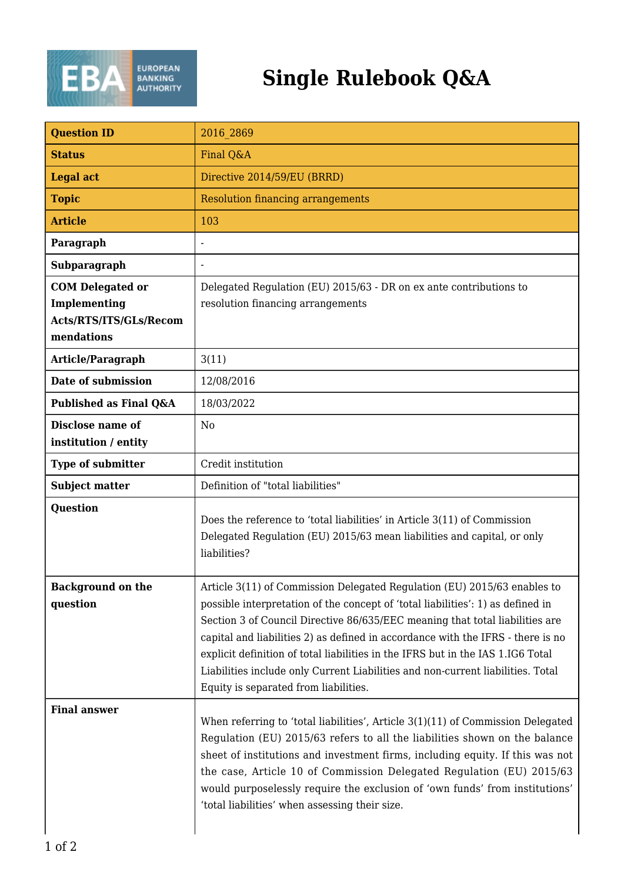# Single Rulebook Q&A

| Question ID | 2016_2869 |
|---|---|
| Status | Final Q&A |
| Legal act | Directive 2014/59/EU (BRRD) |
| Topic | Resolution financing arrangements |
| Article | 103 |
| Paragraph | - |
| Subparagraph | - |
| COM Delegated or Implementing Acts/RTS/ITS/GLs/Recommendations | Delegated Regulation (EU) 2015/63 - DR on ex ante contributions to resolution financing arrangements |
| Article/Paragraph | 3(11) |
| Date of submission | 12/08/2016 |
| Published as Final Q&A | 18/03/2022 |
| Disclose name of institution / entity | No |
| Type of submitter | Credit institution |
| Subject matter | Definition of "total liabilities" |
| Question | Does the reference to 'total liabilities' in Article 3(11) of Commission Delegated Regulation (EU) 2015/63 mean liabilities and capital, or only liabilities? |
| Background on the question | Article 3(11) of Commission Delegated Regulation (EU) 2015/63 enables to possible interpretation of the concept of 'total liabilities': 1) as defined in Section 3 of Council Directive 86/635/EEC meaning that total liabilities are capital and liabilities 2) as defined in accordance with the IFRS - there is no explicit definition of total liabilities in the IFRS but in the IAS 1.IG6 Total Liabilities include only Current Liabilities and non-current liabilities. Total Equity is separated from liabilities. |
| Final answer | When referring to 'total liabilities', Article 3(1)(11) of Commission Delegated Regulation (EU) 2015/63 refers to all the liabilities shown on the balance sheet of institutions and investment firms, including equity. If this was not the case, Article 10 of Commission Delegated Regulation (EU) 2015/63 would purposelessly require the exclusion of 'own funds' from institutions' 'total liabilities' when assessing their size. |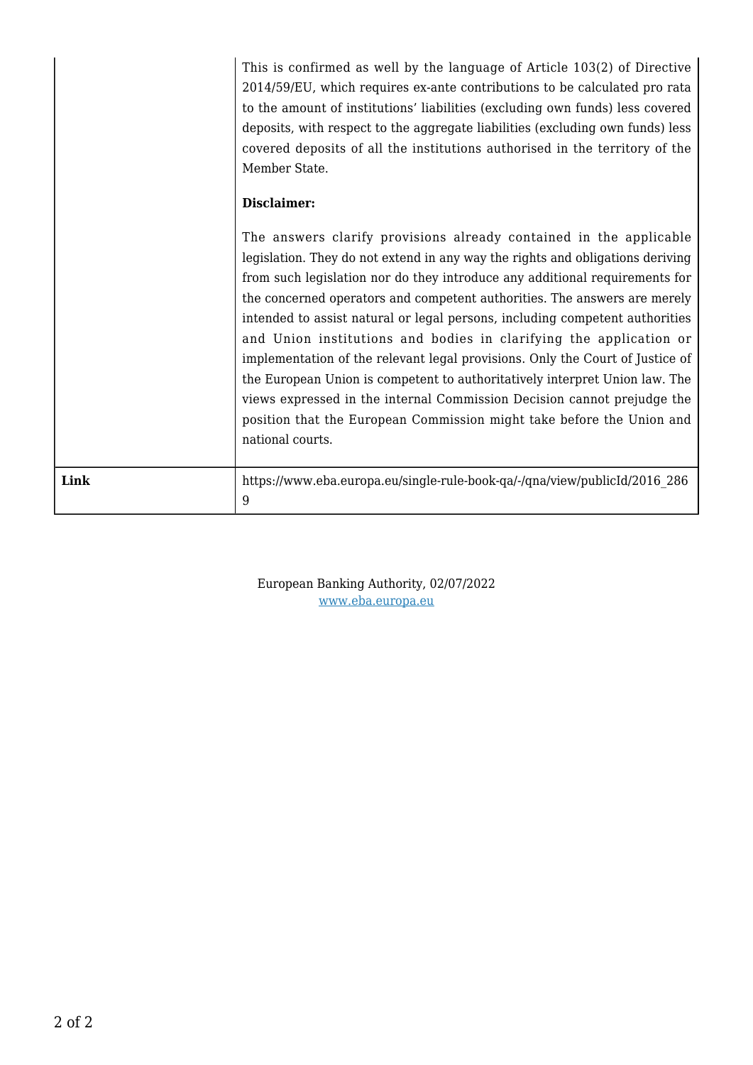| | |
|---|---|
| | This is confirmed as well by the language of Article 103(2) of Directive 2014/59/EU, which requires ex-ante contributions to be calculated pro rata to the amount of institutions' liabilities (excluding own funds) less covered deposits, with respect to the aggregate liabilities (excluding own funds) less covered deposits of all the institutions authorised in the territory of the Member State.<br><br>**Disclaimer:**<br><br>The answers clarify provisions already contained in the applicable legislation. They do not extend in any way the rights and obligations deriving from such legislation nor do they introduce any additional requirements for the concerned operators and competent authorities. The answers are merely intended to assist natural or legal persons, including competent authorities and Union institutions and bodies in clarifying the application or implementation of the relevant legal provisions. Only the Court of Justice of the European Union is competent to authoritatively interpret Union law. The views expressed in the internal Commission Decision cannot prejudge the position that the European Commission might take before the Union and national courts. |
| **Link** | https://www.eba.europa.eu/single-rule-book-qa/-/qna/view/publicId/2016_2869 |

European Banking Authority, 02/07/2022
www.eba.europa.eu